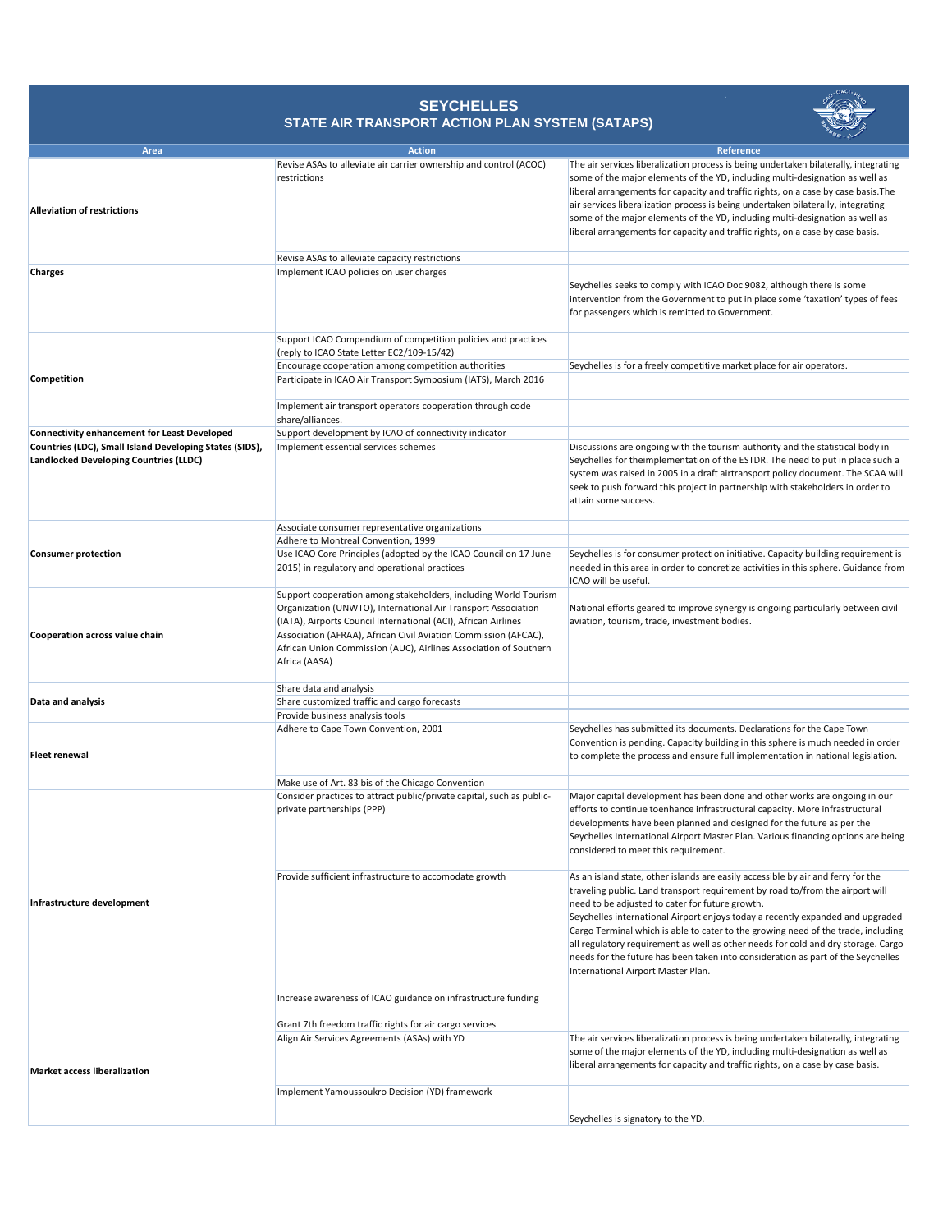# SEYCHELLES
## STATE AIR TRANSPORT ACTION PLAN SYSTEM (SATAPS)

| Area | Action | Reference |
|---|---|---|
| **Alleviation of restrictions** | Revise ASAs to alleviate air carrier ownership and control (ACOC) restrictions | The air services liberalization process is being undertaken bilaterally, integrating some of the major elements of the YD, including multi-designation as well as liberal arrangements for capacity and traffic rights, on a case by case basis.The air services liberalization process is being undertaken bilaterally, integrating some of the major elements of the YD, including multi-designation as well as liberal arrangements for capacity and traffic rights, on a case by case basis. |
| | Revise ASAs to alleviate capacity restrictions | |
| **Charges** | Implement ICAO policies on user charges | Seychelles seeks to comply with ICAO Doc 9082, although there is some intervention from the Government to put in place some 'taxation' types of fees for passengers which is remitted to Government. |
| **Competition** | Support ICAO Compendium of competition policies and practices (reply to ICAO State Letter EC2/109-15/42) | |
| | Encourage cooperation among competition authorities | Seychelles is for a freely competitive market place for air operators. |
| | Participate in ICAO Air Transport Symposium (IATS), March 2016 | |
| | Implement air transport operators cooperation through code share/alliances. | |
| **Connectivity enhancement for Least Developed Countries (LDC), Small Island Developing States (SIDS), Landlocked Developing Countries (LLDC)** | Support development by ICAO of connectivity indicator | |
| | Implement essential services schemes | Discussions are ongoing with the tourism authority and the statistical body in Seychelles for theimplementation of the ESTDR. The need to put in place such a system was raised in 2005 in a draft airtransport policy document. The SCAA will seek to push forward this project in partnership with stakeholders in order to attain some success. |
| **Consumer protection** | Associate consumer representative organizations | |
| | Adhere to Montreal Convention, 1999 | |
| | Use ICAO Core Principles (adopted by the ICAO Council on 17 June 2015) in regulatory and operational practices | Seychelles is for consumer protection initiative. Capacity building requirement is needed in this area in order to concretize activities in this sphere. Guidance from ICAO will be useful. |
| **Cooperation across value chain** | Support cooperation among stakeholders, including World Tourism Organization (UNWTO), International Air Transport Association (IATA), Airports Council International (ACI), African Airlines Association (AFRAA), African Civil Aviation Commission (AFCAC), African Union Commission (AUC), Airlines Association of Southern Africa (AASA) | National efforts geared to improve synergy is ongoing particularly between civil aviation, tourism, trade, investment bodies. |
| **Data and analysis** | Share data and analysis | |
| | Share customized traffic and cargo forecasts | |
| | Provide business analysis tools | |
| **Fleet renewal** | Adhere to Cape Town Convention, 2001 | Seychelles has submitted its documents. Declarations for the Cape Town Convention is pending. Capacity building in this sphere is much needed in order to complete the process and ensure full implementation in national legislation. |
| | Make use of Art. 83 bis of the Chicago Convention | |
| **Infrastructure development** | Consider practices to attract public/private capital, such as public-private partnerships (PPP) | Major capital development has been done and other works are ongoing in our efforts to continue toenhance infrastructural capacity. More infrastructural developments have been planned and designed for the future as per the Seychelles International Airport Master Plan. Various financing options are being considered to meet this requirement. |
| | Provide sufficient infrastructure to accomodate growth | As an island state, other islands are easily accessible by air and ferry for the traveling public. Land transport requirement by road to/from the airport will need to be adjusted to cater for future growth.<br>Seychelles international Airport enjoys today a recently expanded and upgraded Cargo Terminal which is able to cater to the growing need of the trade, including all regulatory requirement as well as other needs for cold and dry storage. Cargo needs for the future has been taken into consideration as part of the Seychelles International Airport Master Plan. |
| | Increase awareness of ICAO guidance on infrastructure funding | |
| **Market access liberalization** | Grant 7th freedom traffic rights for air cargo services | |
| | Align Air Services Agreements (ASAs) with YD | The air services liberalization process is being undertaken bilaterally, integrating some of the major elements of the YD, including multi-designation as well as liberal arrangements for capacity and traffic rights, on a case by case basis. |
| | Implement Yamoussoukro Decision (YD) framework | Seychelles is signatory to the YD. |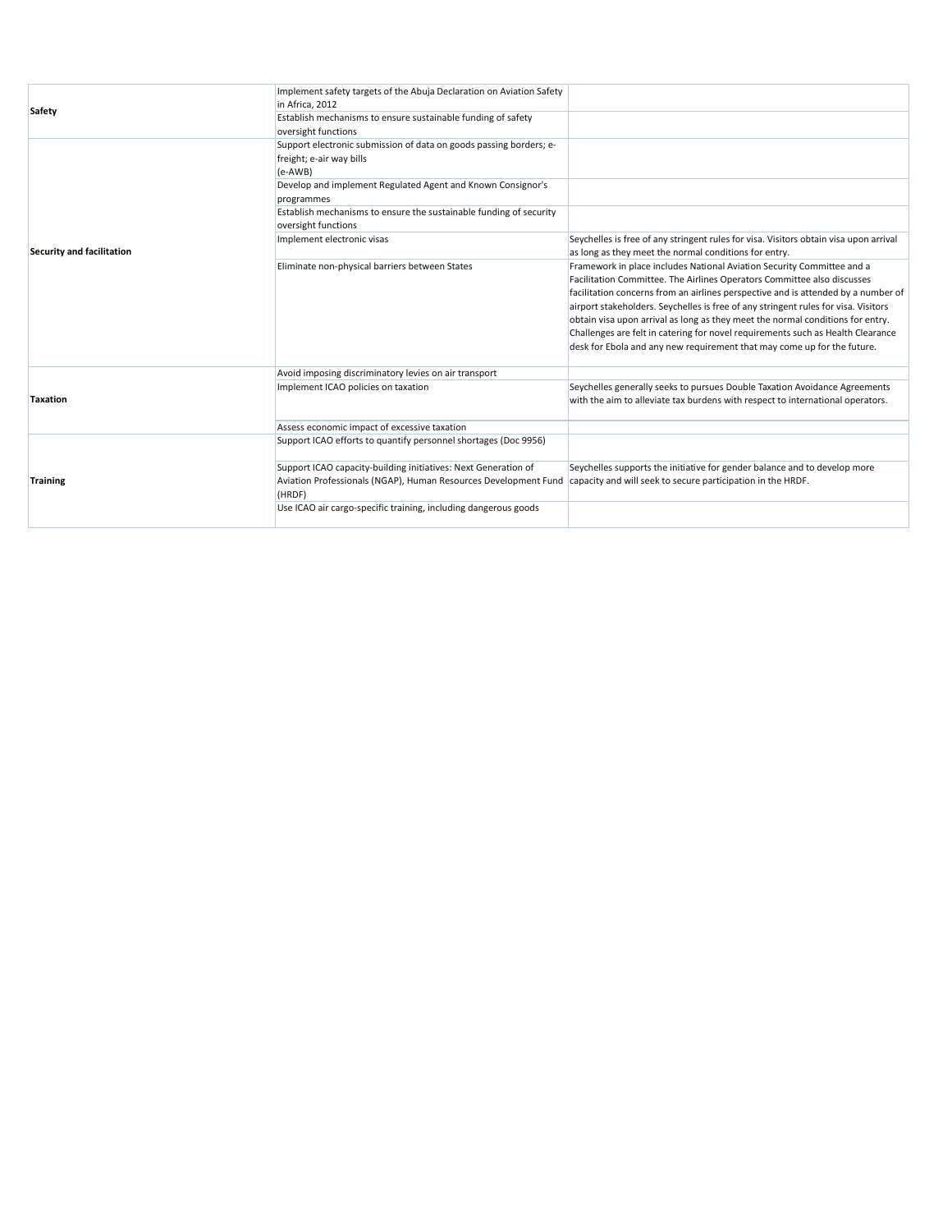| | | |
|---|---|---|
| Safety | Implement safety targets of the Abuja Declaration on Aviation Safety in Africa, 2012 | |
| | Establish mechanisms to ensure sustainable funding of safety oversight functions | |
| Security and facilitation | Support electronic submission of data on goods passing borders; e-freight; e-air way bills (e-AWB) | |
| | Develop and implement Regulated Agent and Known Consignor's programmes | |
| | Establish mechanisms to ensure the sustainable funding of security oversight functions | |
| | Implement electronic visas | Seychelles is free of any stringent rules for visa. Visitors obtain visa upon arrival as long as they meet the normal conditions for entry. |
| | Eliminate non-physical barriers between States | Framework in place includes National Aviation Security Committee and a Facilitation Committee. The Airlines Operators Committee also discusses facilitation concerns from an airlines perspective and is attended by a number of airport stakeholders. Seychelles is free of any stringent rules for visa. Visitors obtain visa upon arrival as long as they meet the normal conditions for entry. Challenges are felt in catering for novel requirements such as Health Clearance desk for Ebola and any new requirement that may come up for the future. |
| Taxation | Avoid imposing discriminatory levies on air transport | |
| | Implement ICAO policies on taxation | Seychelles generally seeks to pursues Double Taxation Avoidance Agreements with the aim to alleviate tax burdens with respect to international operators. |
| | Assess economic impact of excessive taxation | |
| Training | Support ICAO efforts to quantify personnel shortages (Doc 9956) | |
| | Support ICAO capacity-building initiatives: Next Generation of Aviation Professionals (NGAP), Human Resources Development Fund (HRDF) | Seychelles supports the initiative for gender balance and to develop more capacity and will seek to secure participation in the HRDF. |
| | Use ICAO air cargo-specific training, including dangerous goods | |